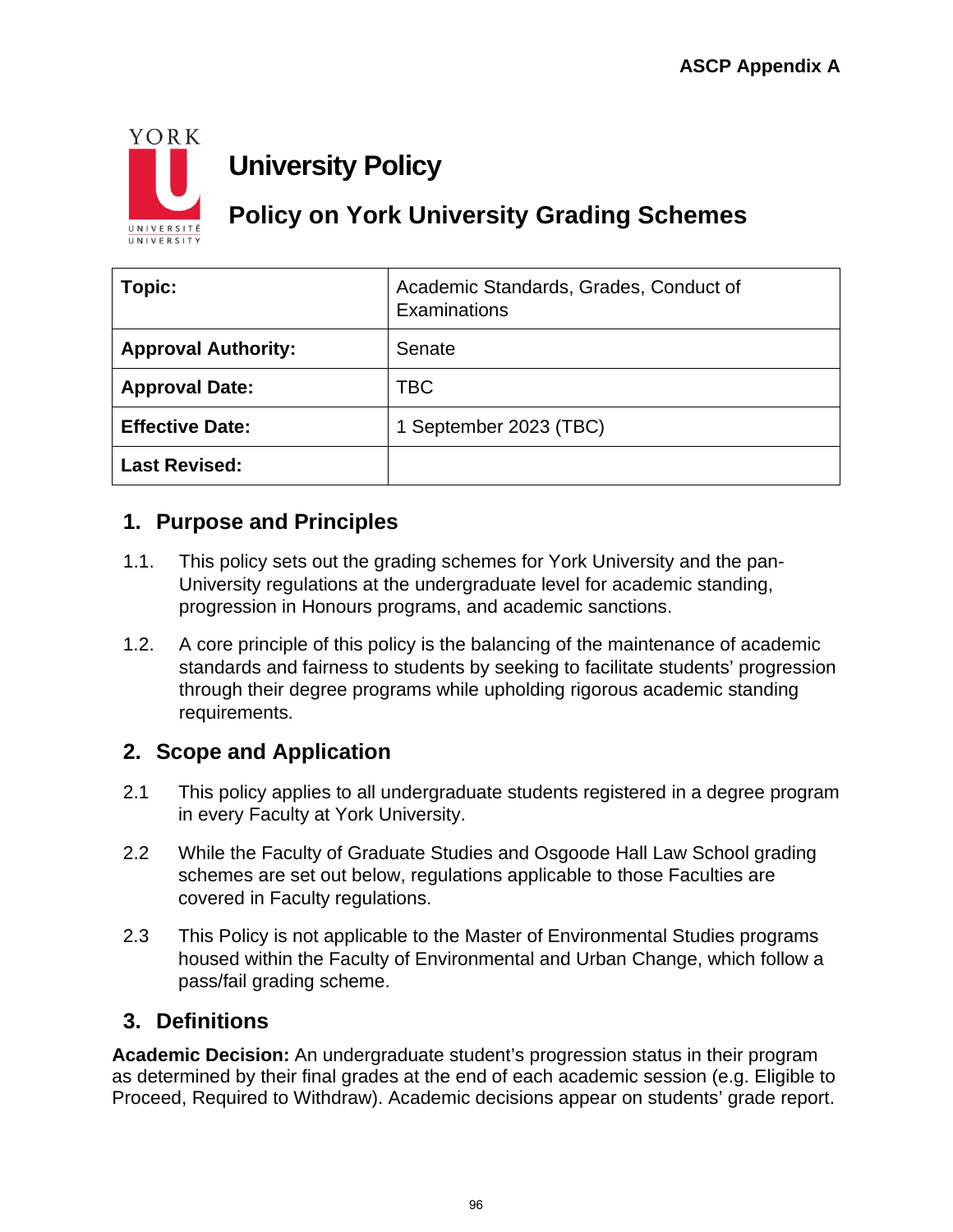ASCP Appendix A

# University Policy

## Policy on York University Grading Schemes

| Topic: | Academic Standards, Grades, Conduct of Examinations |
|---|---|
| Approval Authority: | Senate |
| Approval Date: | TBC |
| Effective Date: | 1 September 2023 (TBC) |
| Last Revised: | |

## 1. Purpose and Principles

1.1. This policy sets out the grading schemes for York University and the pan-University regulations at the undergraduate level for academic standing, progression in Honours programs, and academic sanctions.

1.2. A core principle of this policy is the balancing of the maintenance of academic standards and fairness to students by seeking to facilitate students' progression through their degree programs while upholding rigorous academic standing requirements.

## 2. Scope and Application

2.1 This policy applies to all undergraduate students registered in a degree program in every Faculty at York University.

2.2 While the Faculty of Graduate Studies and Osgoode Hall Law School grading schemes are set out below, regulations applicable to those Faculties are covered in Faculty regulations.

2.3 This Policy is not applicable to the Master of Environmental Studies programs housed within the Faculty of Environmental and Urban Change, which follow a pass/fail grading scheme.

## 3. Definitions

**Academic Decision:** An undergraduate student's progression status in their program as determined by their final grades at the end of each academic session (e.g. Eligible to Proceed, Required to Withdraw). Academic decisions appear on students' grade report.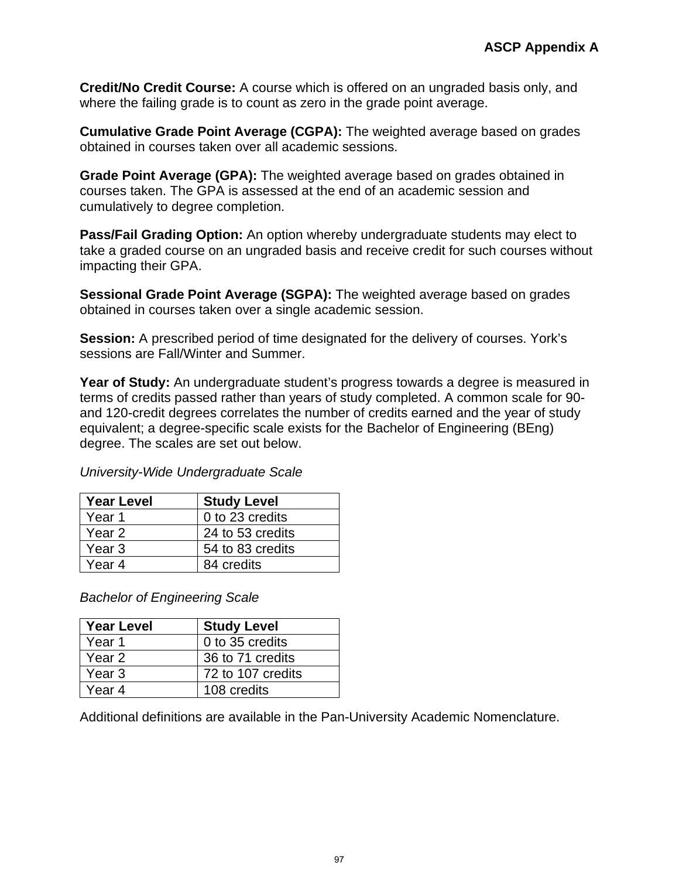**Credit/No Credit Course:** A course which is offered on an ungraded basis only, and where the failing grade is to count as zero in the grade point average.

**Cumulative Grade Point Average (CGPA):** The weighted average based on grades obtained in courses taken over all academic sessions.

**Grade Point Average (GPA):** The weighted average based on grades obtained in courses taken. The GPA is assessed at the end of an academic session and cumulatively to degree completion.

**Pass/Fail Grading Option:** An option whereby undergraduate students may elect to take a graded course on an ungraded basis and receive credit for such courses without impacting their GPA.

**Sessional Grade Point Average (SGPA):** The weighted average based on grades obtained in courses taken over a single academic session.

**Session:** A prescribed period of time designated for the delivery of courses. York's sessions are Fall/Winter and Summer.

**Year of Study:** An undergraduate student's progress towards a degree is measured in terms of credits passed rather than years of study completed. A common scale for 90- and 120-credit degrees correlates the number of credits earned and the year of study equivalent; a degree-specific scale exists for the Bachelor of Engineering (BEng) degree. The scales are set out below.

*University-Wide Undergraduate Scale*

| Year Level | Study Level |
|---|---|
| Year 1 | 0 to 23 credits |
| Year 2 | 24 to 53 credits |
| Year 3 | 54 to 83 credits |
| Year 4 | 84 credits |

*Bachelor of Engineering Scale*

| Year Level | Study Level |
|---|---|
| Year 1 | 0 to 35 credits |
| Year 2 | 36 to 71 credits |
| Year 3 | 72 to 107 credits |
| Year 4 | 108 credits |

Additional definitions are available in the Pan-University Academic Nomenclature.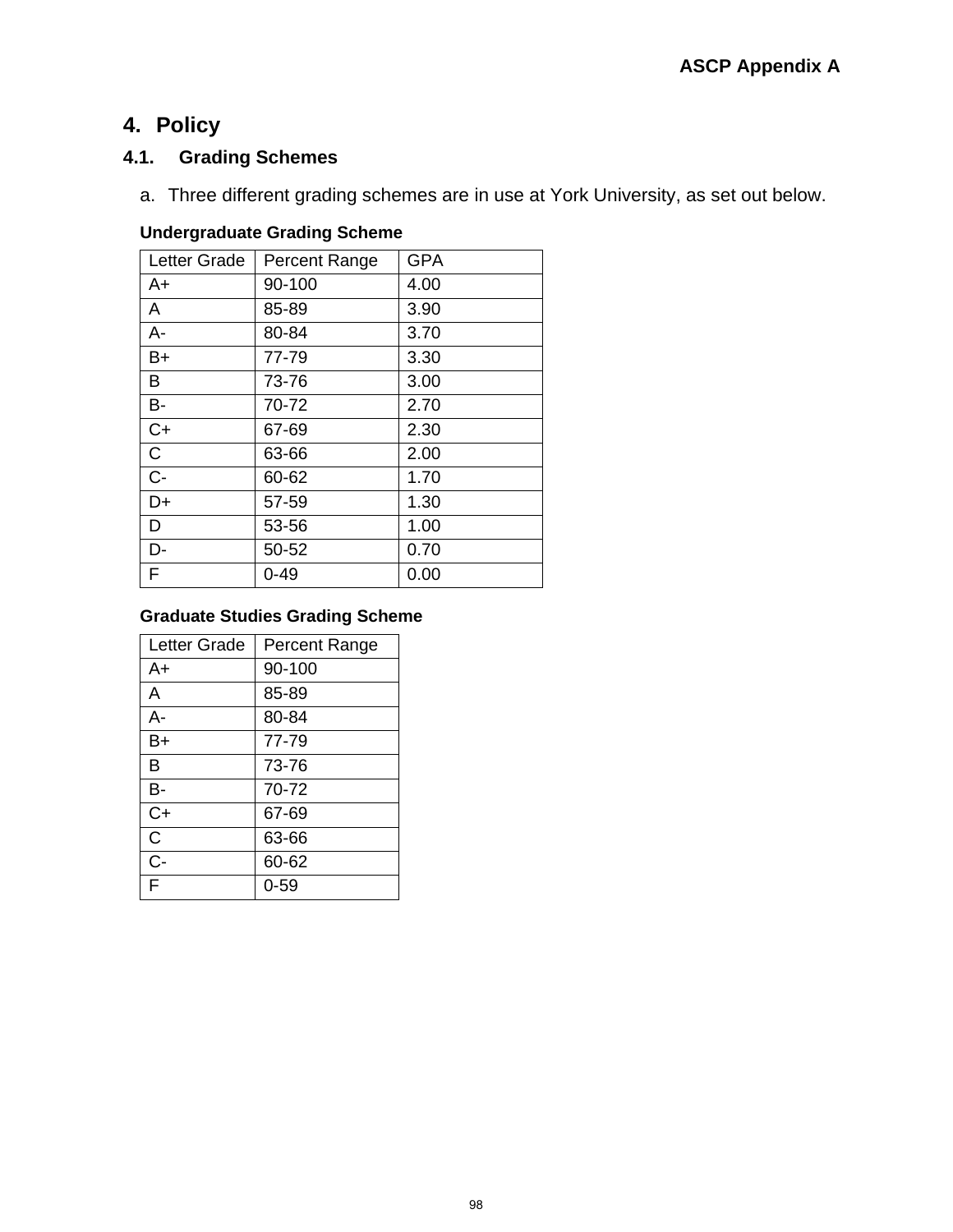## 4. Policy

### 4.1. Grading Schemes

a. Three different grading schemes are in use at York University, as set out below.

**Undergraduate Grading Scheme**

| Letter Grade | Percent Range | GPA |
|---|---|---|
| A+ | 90-100 | 4.00 |
| A | 85-89 | 3.90 |
| A- | 80-84 | 3.70 |
| B+ | 77-79 | 3.30 |
| B | 73-76 | 3.00 |
| B- | 70-72 | 2.70 |
| C+ | 67-69 | 2.30 |
| C | 63-66 | 2.00 |
| C- | 60-62 | 1.70 |
| D+ | 57-59 | 1.30 |
| D | 53-56 | 1.00 |
| D- | 50-52 | 0.70 |
| F | 0-49 | 0.00 |

**Graduate Studies Grading Scheme**

| Letter Grade | Percent Range |
|---|---|
| A+ | 90-100 |
| A | 85-89 |
| A- | 80-84 |
| B+ | 77-79 |
| B | 73-76 |
| B- | 70-72 |
| C+ | 67-69 |
| C | 63-66 |
| C- | 60-62 |
| F | 0-59 |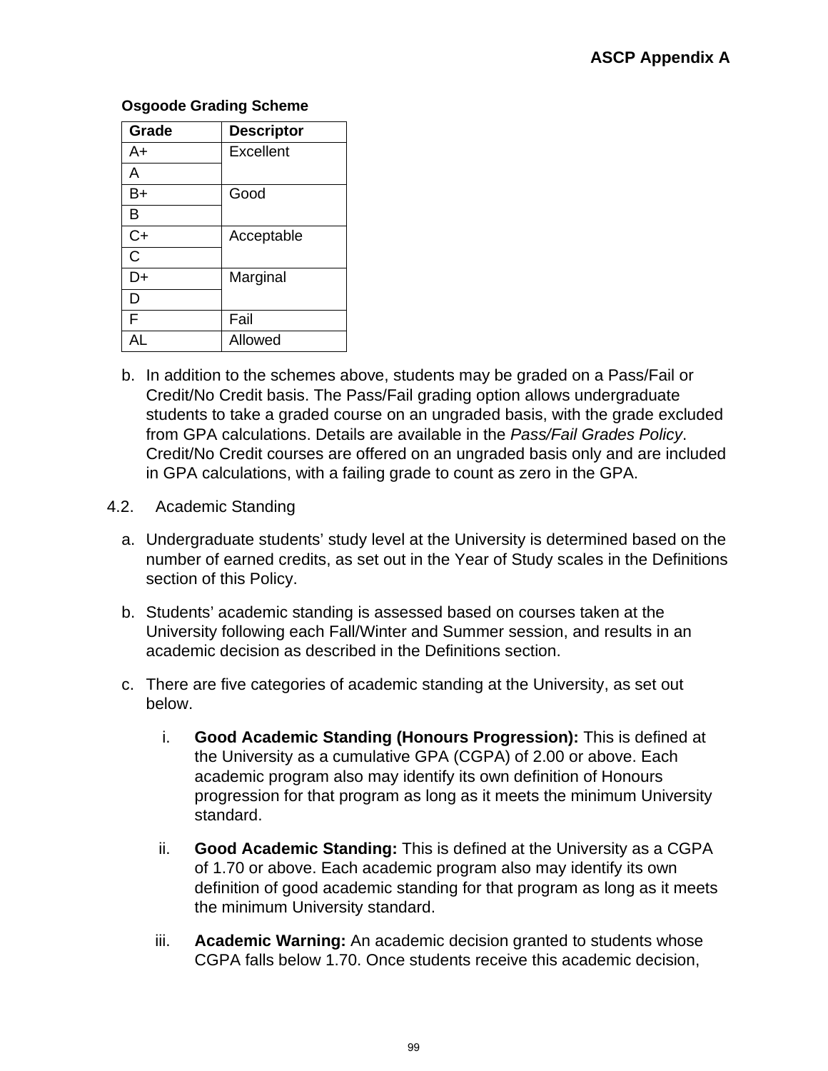**Osgoode Grading Scheme**

| Grade | Descriptor |
|---|---|
| A+ | Excellent |
| A | |
| B+ | Good |
| B | |
| C+ | Acceptable |
| C | |
| D+ | Marginal |
| D | |
| F | Fail |
| AL | Allowed |

b. In addition to the schemes above, students may be graded on a Pass/Fail or Credit/No Credit basis. The Pass/Fail grading option allows undergraduate students to take a graded course on an ungraded basis, with the grade excluded from GPA calculations. Details are available in the *Pass/Fail Grades Policy*. Credit/No Credit courses are offered on an ungraded basis only and are included in GPA calculations, with a failing grade to count as zero in the GPA.

4.2. Academic Standing

a. Undergraduate students' study level at the University is determined based on the number of earned credits, as set out in the Year of Study scales in the Definitions section of this Policy.

b. Students' academic standing is assessed based on courses taken at the University following each Fall/Winter and Summer session, and results in an academic decision as described in the Definitions section.

c. There are five categories of academic standing at the University, as set out below.

i. **Good Academic Standing (Honours Progression):** This is defined at the University as a cumulative GPA (CGPA) of 2.00 or above. Each academic program also may identify its own definition of Honours progression for that program as long as it meets the minimum University standard.

ii. **Good Academic Standing:** This is defined at the University as a CGPA of 1.70 or above. Each academic program also may identify its own definition of good academic standing for that program as long as it meets the minimum University standard.

iii. **Academic Warning:** An academic decision granted to students whose CGPA falls below 1.70. Once students receive this academic decision,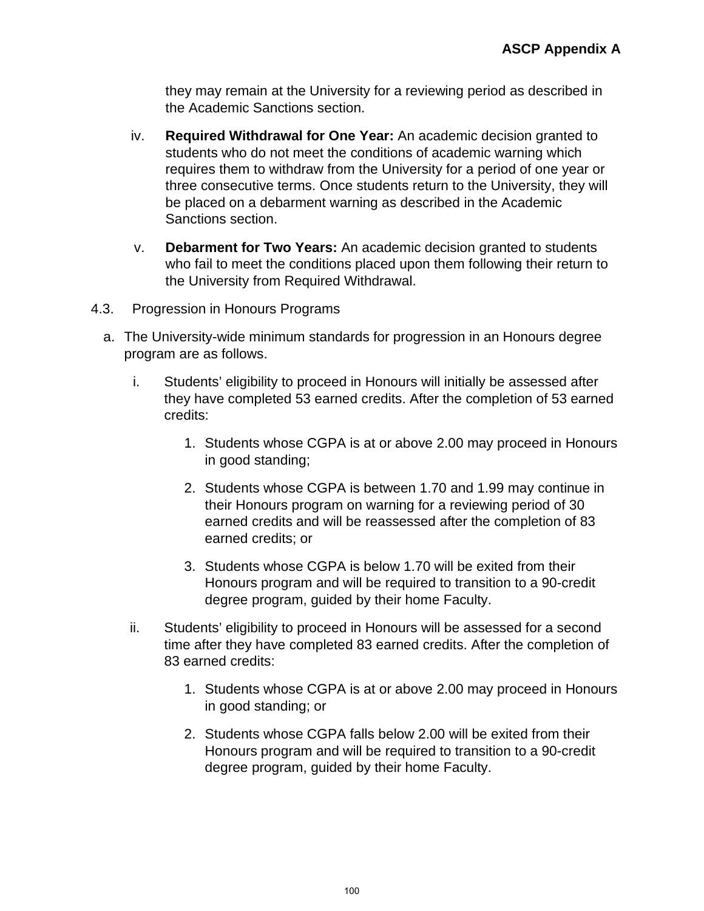they may remain at the University for a reviewing period as described in the Academic Sanctions section.

iv. **Required Withdrawal for One Year:** An academic decision granted to students who do not meet the conditions of academic warning which requires them to withdraw from the University for a period of one year or three consecutive terms. Once students return to the University, they will be placed on a debarment warning as described in the Academic Sanctions section.

v. **Debarment for Two Years:** An academic decision granted to students who fail to meet the conditions placed upon them following their return to the University from Required Withdrawal.

4.3. Progression in Honours Programs

a. The University-wide minimum standards for progression in an Honours degree program are as follows.

   i. Students' eligibility to proceed in Honours will initially be assessed after they have completed 53 earned credits. After the completion of 53 earned credits:

      1. Students whose CGPA is at or above 2.00 may proceed in Honours in good standing;
      2. Students whose CGPA is between 1.70 and 1.99 may continue in their Honours program on warning for a reviewing period of 30 earned credits and will be reassessed after the completion of 83 earned credits; or
      3. Students whose CGPA is below 1.70 will be exited from their Honours program and will be required to transition to a 90-credit degree program, guided by their home Faculty.

   ii. Students' eligibility to proceed in Honours will be assessed for a second time after they have completed 83 earned credits. After the completion of 83 earned credits:

      1. Students whose CGPA is at or above 2.00 may proceed in Honours in good standing; or
      2. Students whose CGPA falls below 2.00 will be exited from their Honours program and will be required to transition to a 90-credit degree program, guided by their home Faculty.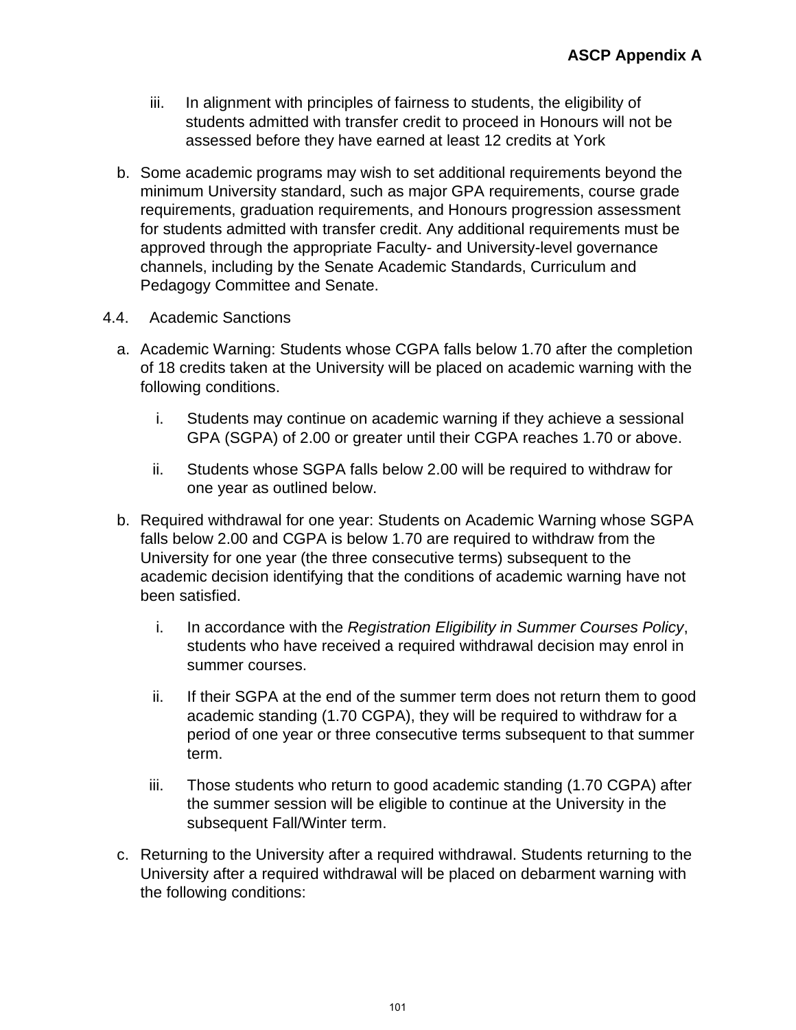iii. In alignment with principles of fairness to students, the eligibility of students admitted with transfer credit to proceed in Honours will not be assessed before they have earned at least 12 credits at York

b. Some academic programs may wish to set additional requirements beyond the minimum University standard, such as major GPA requirements, course grade requirements, graduation requirements, and Honours progression assessment for students admitted with transfer credit. Any additional requirements must be approved through the appropriate Faculty- and University-level governance channels, including by the Senate Academic Standards, Curriculum and Pedagogy Committee and Senate.

4.4. Academic Sanctions

a. Academic Warning: Students whose CGPA falls below 1.70 after the completion of 18 credits taken at the University will be placed on academic warning with the following conditions.

   i. Students may continue on academic warning if they achieve a sessional GPA (SGPA) of 2.00 or greater until their CGPA reaches 1.70 or above.

   ii. Students whose SGPA falls below 2.00 will be required to withdraw for one year as outlined below.

b. Required withdrawal for one year: Students on Academic Warning whose SGPA falls below 2.00 and CGPA is below 1.70 are required to withdraw from the University for one year (the three consecutive terms) subsequent to the academic decision identifying that the conditions of academic warning have not been satisfied.

   i. In accordance with the *Registration Eligibility in Summer Courses Policy*, students who have received a required withdrawal decision may enrol in summer courses.

   ii. If their SGPA at the end of the summer term does not return them to good academic standing (1.70 CGPA), they will be required to withdraw for a period of one year or three consecutive terms subsequent to that summer term.

   iii. Those students who return to good academic standing (1.70 CGPA) after the summer session will be eligible to continue at the University in the subsequent Fall/Winter term.

c. Returning to the University after a required withdrawal. Students returning to the University after a required withdrawal will be placed on debarment warning with the following conditions: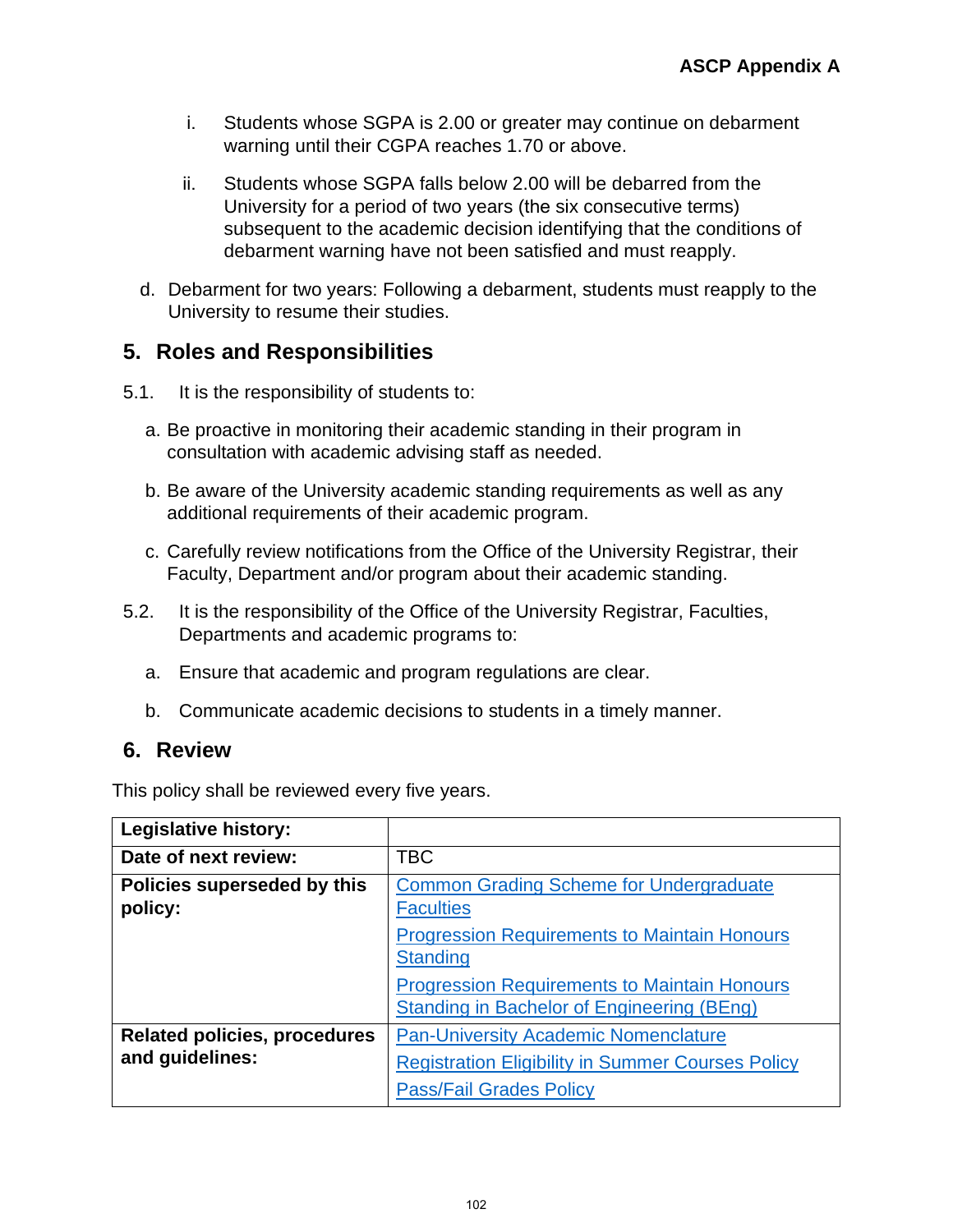i. Students whose SGPA is 2.00 or greater may continue on debarment warning until their CGPA reaches 1.70 or above.

ii. Students whose SGPA falls below 2.00 will be debarred from the University for a period of two years (the six consecutive terms) subsequent to the academic decision identifying that the conditions of debarment warning have not been satisfied and must reapply.

d. Debarment for two years: Following a debarment, students must reapply to the University to resume their studies.

## 5. Roles and Responsibilities

5.1. It is the responsibility of students to:

a. Be proactive in monitoring their academic standing in their program in consultation with academic advising staff as needed.

b. Be aware of the University academic standing requirements as well as any additional requirements of their academic program.

c. Carefully review notifications from the Office of the University Registrar, their Faculty, Department and/or program about their academic standing.

5.2. It is the responsibility of the Office of the University Registrar, Faculties, Departments and academic programs to:

a. Ensure that academic and program regulations are clear.

b. Communicate academic decisions to students in a timely manner.

## 6. Review

This policy shall be reviewed every five years.

| **Legislative history:** | |
|---|---|
| **Date of next review:** | TBC |
| **Policies superseded by this policy:** | Common Grading Scheme for Undergraduate Faculties<br>Progression Requirements to Maintain Honours Standing<br>Progression Requirements to Maintain Honours Standing in Bachelor of Engineering (BEng) |
| **Related policies, procedures and guidelines:** | Pan-University Academic Nomenclature<br>Registration Eligibility in Summer Courses Policy<br>Pass/Fail Grades Policy |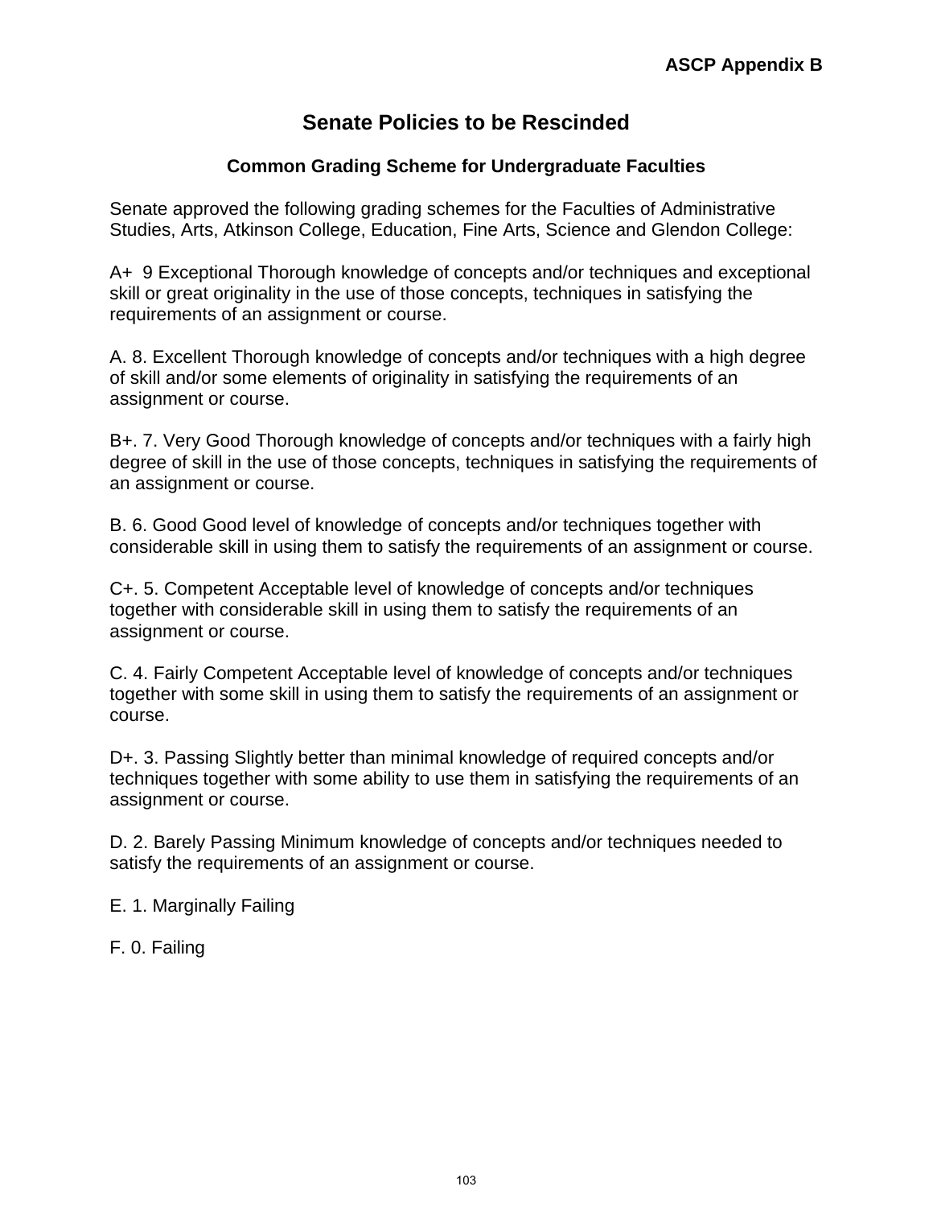**ASCP Appendix B**

# Senate Policies to be Rescinded

## Common Grading Scheme for Undergraduate Faculties

Senate approved the following grading schemes for the Faculties of Administrative Studies, Arts, Atkinson College, Education, Fine Arts, Science and Glendon College:

A+ 9 Exceptional Thorough knowledge of concepts and/or techniques and exceptional skill or great originality in the use of those concepts, techniques in satisfying the requirements of an assignment or course.

A. 8. Excellent Thorough knowledge of concepts and/or techniques with a high degree of skill and/or some elements of originality in satisfying the requirements of an assignment or course.

B+. 7. Very Good Thorough knowledge of concepts and/or techniques with a fairly high degree of skill in the use of those concepts, techniques in satisfying the requirements of an assignment or course.

B. 6. Good Good level of knowledge of concepts and/or techniques together with considerable skill in using them to satisfy the requirements of an assignment or course.

C+. 5. Competent Acceptable level of knowledge of concepts and/or techniques together with considerable skill in using them to satisfy the requirements of an assignment or course.

C. 4. Fairly Competent Acceptable level of knowledge of concepts and/or techniques together with some skill in using them to satisfy the requirements of an assignment or course.

D+. 3. Passing Slightly better than minimal knowledge of required concepts and/or techniques together with some ability to use them in satisfying the requirements of an assignment or course.

D. 2. Barely Passing Minimum knowledge of concepts and/or techniques needed to satisfy the requirements of an assignment or course.

E. 1. Marginally Failing

F. 0. Failing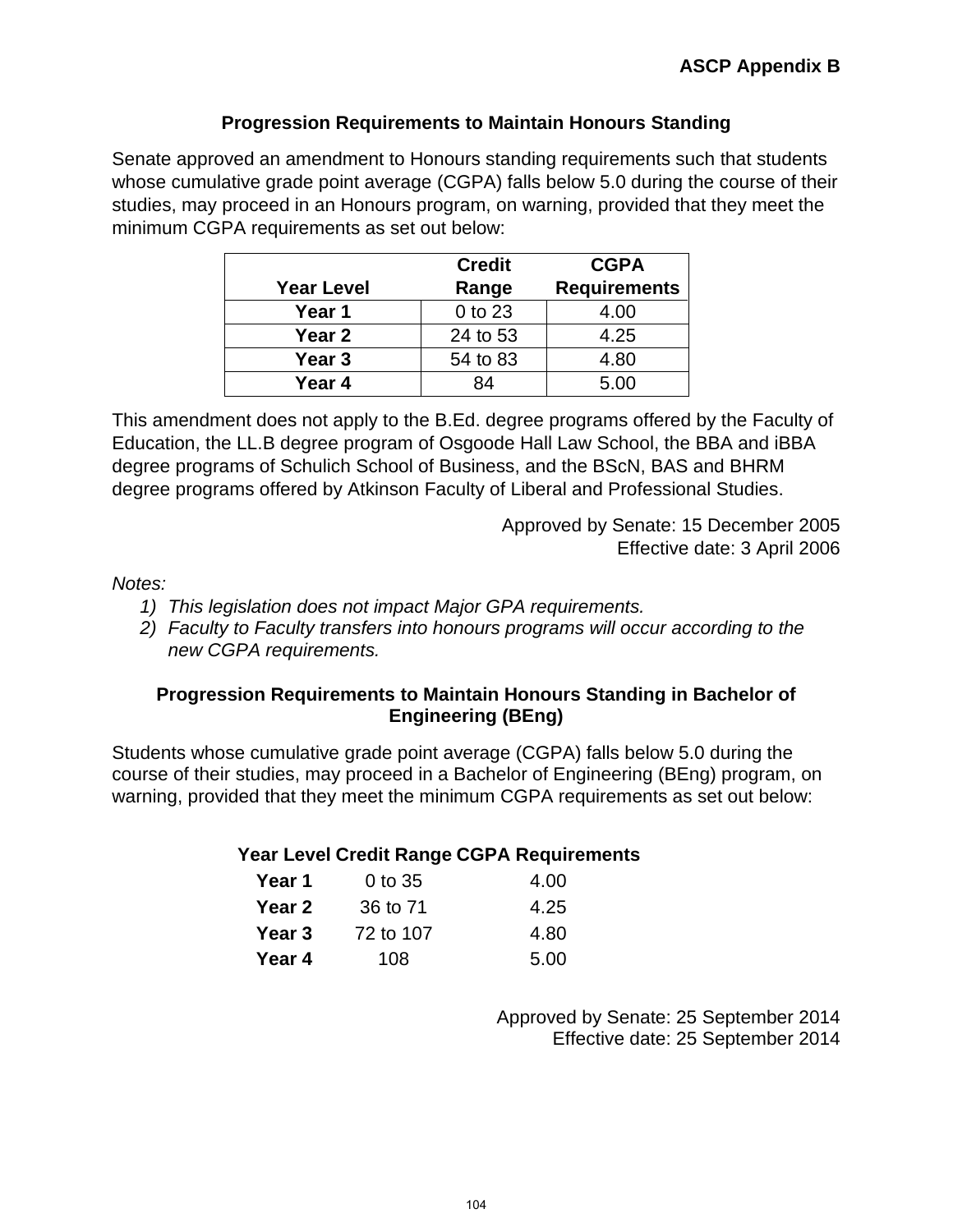**ASCP Appendix B**

## Progression Requirements to Maintain Honours Standing

Senate approved an amendment to Honours standing requirements such that students whose cumulative grade point average (CGPA) falls below 5.0 during the course of their studies, may proceed in an Honours program, on warning, provided that they meet the minimum CGPA requirements as set out below:

| Year Level | Credit Range | CGPA Requirements |
|---|---|---|
| **Year 1** | 0 to 23 | 4.00 |
| **Year 2** | 24 to 53 | 4.25 |
| **Year 3** | 54 to 83 | 4.80 |
| **Year 4** | 84 | 5.00 |

This amendment does not apply to the B.Ed. degree programs offered by the Faculty of Education, the LL.B degree program of Osgoode Hall Law School, the BBA and iBBA degree programs of Schulich School of Business, and the BScN, BAS and BHRM degree programs offered by Atkinson Faculty of Liberal and Professional Studies.

Approved by Senate: 15 December 2005
Effective date: 3 April 2006

*Notes:*

1) *This legislation does not impact Major GPA requirements.*
2) *Faculty to Faculty transfers into honours programs will occur according to the new CGPA requirements.*

## Progression Requirements to Maintain Honours Standing in Bachelor of Engineering (BEng)

Students whose cumulative grade point average (CGPA) falls below 5.0 during the course of their studies, may proceed in a Bachelor of Engineering (BEng) program, on warning, provided that they meet the minimum CGPA requirements as set out below:

| Year Level | Credit Range | CGPA Requirements |
|---|---|---|
| **Year 1** | 0 to 35 | 4.00 |
| **Year 2** | 36 to 71 | 4.25 |
| **Year 3** | 72 to 107 | 4.80 |
| **Year 4** | 108 | 5.00 |

Approved by Senate: 25 September 2014
Effective date: 25 September 2014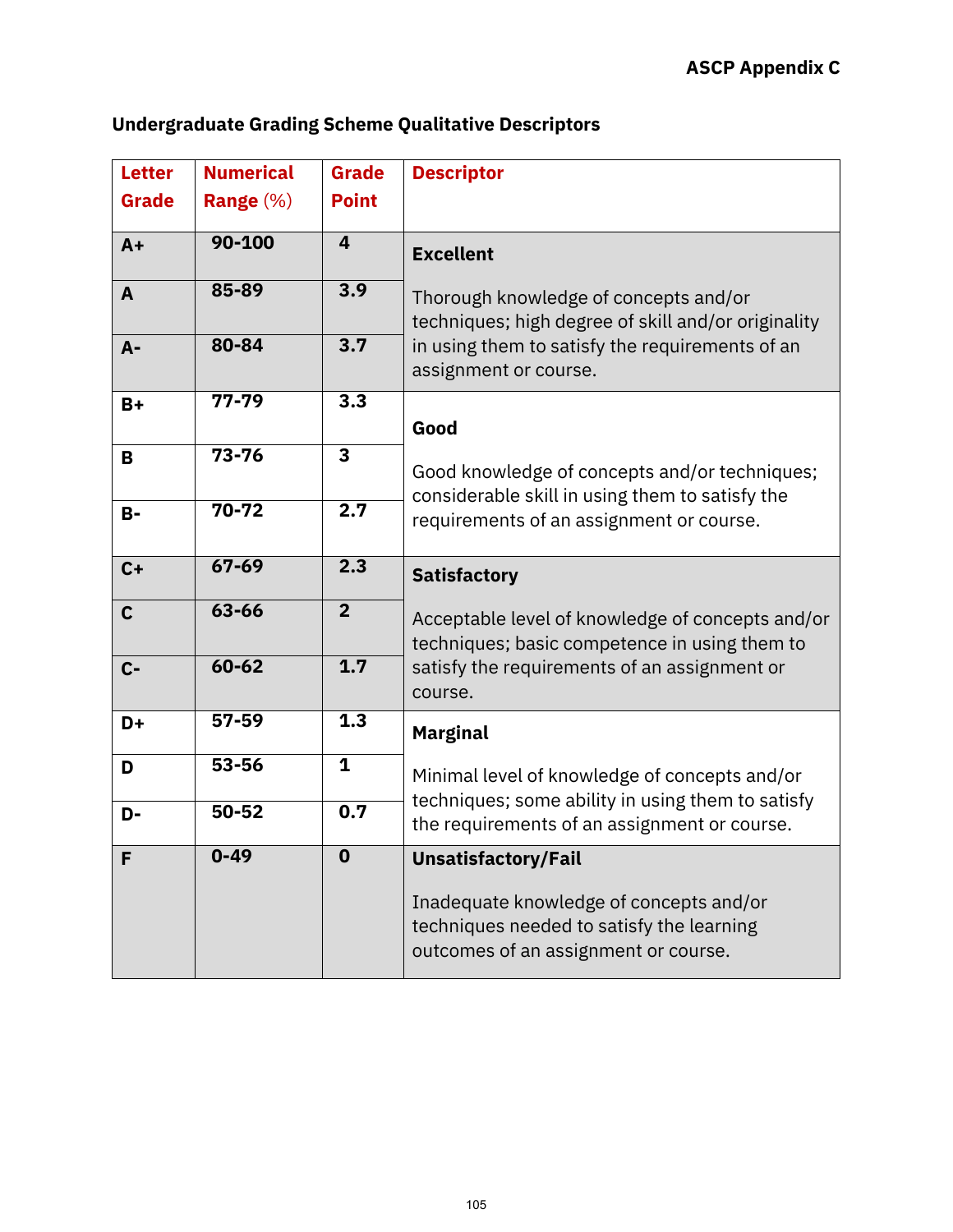## Undergraduate Grading Scheme Qualitative Descriptors

| Letter Grade | Numerical Range (%) | Grade Point | Descriptor |
|---|---|---|---|
| A+ | 90-100 | 4 | **Excellent** Thorough knowledge of concepts and/or techniques; high degree of skill and/or originality in using them to satisfy the requirements of an assignment or course. |
| A | 85-89 | 3.9 | |
| A- | 80-84 | 3.7 | |
| B+ | 77-79 | 3.3 | **Good** Good knowledge of concepts and/or techniques; considerable skill in using them to satisfy the requirements of an assignment or course. |
| B | 73-76 | 3 | |
| B- | 70-72 | 2.7 | |
| C+ | 67-69 | 2.3 | **Satisfactory** Acceptable level of knowledge of concepts and/or techniques; basic competence in using them to satisfy the requirements of an assignment or course. |
| C | 63-66 | 2 | |
| C- | 60-62 | 1.7 | |
| D+ | 57-59 | 1.3 | **Marginal** Minimal level of knowledge of concepts and/or techniques; some ability in using them to satisfy the requirements of an assignment or course. |
| D | 53-56 | 1 | |
| D- | 50-52 | 0.7 | |
| F | 0-49 | 0 | **Unsatisfactory/Fail** Inadequate knowledge of concepts and/or techniques needed to satisfy the learning outcomes of an assignment or course. |